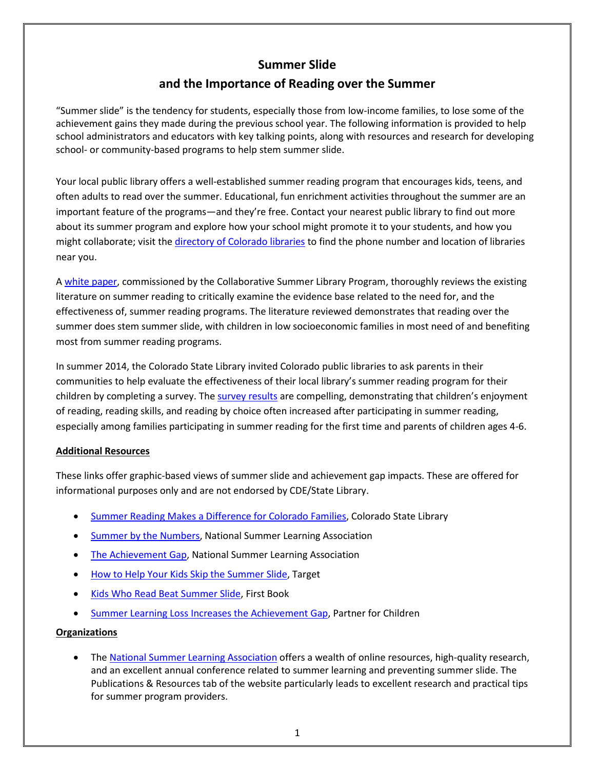# Summary Slide

Wait—correct title below.

# Summer Slide
## and the Importance of Reading over the Summer

"Summer slide" is the tendency for students, especially those from low-income families, to lose some of the achievement gains they made during the previous school year. The following information is provided to help school administrators and educators with key talking points, along with resources and research for developing school- or community-based programs to help stem summer slide.

Your local public library offers a well-established summer reading program that encourages kids, teens, and often adults to read over the summer. Educational, fun enrichment activities throughout the summer are an important feature of the programs—and they're free. Contact your nearest public library to find out more about its summer program and explore how your school might promote it to your students, and how you might collaborate; visit the directory of Colorado libraries to find the phone number and location of libraries near you.

A white paper, commissioned by the Collaborative Summer Library Program, thoroughly reviews the existing literature on summer reading to critically examine the evidence base related to the need for, and the effectiveness of, summer reading programs. The literature reviewed demonstrates that reading over the summer does stem summer slide, with children in low socioeconomic families in most need of and benefiting most from summer reading programs.

In summer 2014, the Colorado State Library invited Colorado public libraries to ask parents in their communities to help evaluate the effectiveness of their local library's summer reading program for their children by completing a survey. The survey results are compelling, demonstrating that children's enjoyment of reading, reading skills, and reading by choice often increased after participating in summer reading, especially among families participating in summer reading for the first time and parents of children ages 4-6.

**Additional Resources**

These links offer graphic-based views of summer slide and achievement gap impacts. These are offered for informational purposes only and are not endorsed by CDE/State Library.

- Summer Reading Makes a Difference for Colorado Families, Colorado State Library
- Summer by the Numbers, National Summer Learning Association
- The Achievement Gap, National Summer Learning Association
- How to Help Your Kids Skip the Summer Slide, Target
- Kids Who Read Beat Summer Slide, First Book
- Summer Learning Loss Increases the Achievement Gap, Partner for Children

**Organizations**

- The National Summer Learning Association offers a wealth of online resources, high-quality research, and an excellent annual conference related to summer learning and preventing summer slide. The Publications & Resources tab of the website particularly leads to excellent research and practical tips for summer program providers.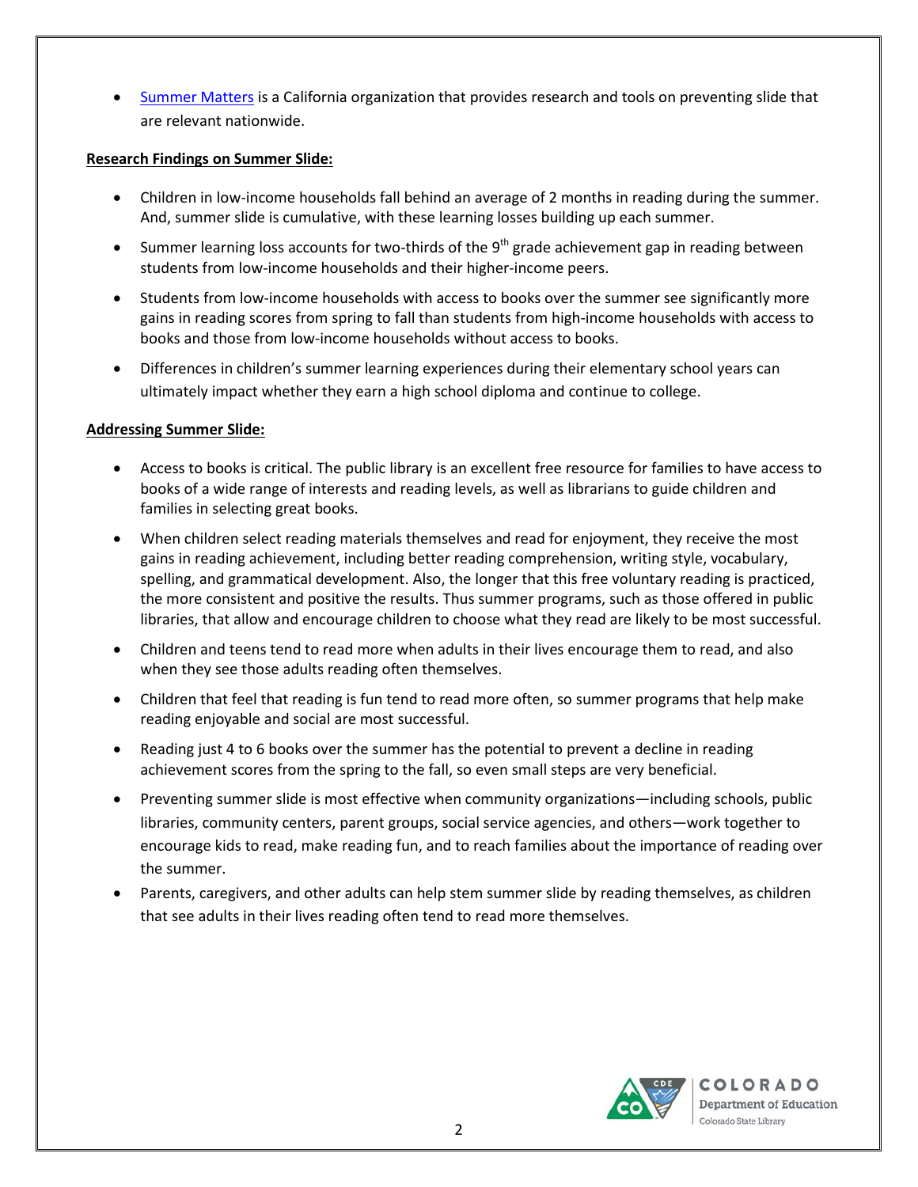- [Summer Matters]() is a California organization that provides research and tools on preventing slide that are relevant nationwide.

**Research Findings on Summer Slide:**

- Children in low-income households fall behind an average of 2 months in reading during the summer. And, summer slide is cumulative, with these learning losses building up each summer.
- Summer learning loss accounts for two-thirds of the 9th grade achievement gap in reading between students from low-income households and their higher-income peers.
- Students from low-income households with access to books over the summer see significantly more gains in reading scores from spring to fall than students from high-income households with access to books and those from low-income households without access to books.
- Differences in children's summer learning experiences during their elementary school years can ultimately impact whether they earn a high school diploma and continue to college.

**Addressing Summer Slide:**

- Access to books is critical. The public library is an excellent free resource for families to have access to books of a wide range of interests and reading levels, as well as librarians to guide children and families in selecting great books.
- When children select reading materials themselves and read for enjoyment, they receive the most gains in reading achievement, including better reading comprehension, writing style, vocabulary, spelling, and grammatical development. Also, the longer that this free voluntary reading is practiced, the more consistent and positive the results. Thus summer programs, such as those offered in public libraries, that allow and encourage children to choose what they read are likely to be most successful.
- Children and teens tend to read more when adults in their lives encourage them to read, and also when they see those adults reading often themselves.
- Children that feel that reading is fun tend to read more often, so summer programs that help make reading enjoyable and social are most successful.
- Reading just 4 to 6 books over the summer has the potential to prevent a decline in reading achievement scores from the spring to the fall, so even small steps are very beneficial.
- Preventing summer slide is most effective when community organizations—including schools, public libraries, community centers, parent groups, social service agencies, and others—work together to encourage kids to read, make reading fun, and to reach families about the importance of reading over the summer.
- Parents, caregivers, and other adults can help stem summer slide by reading themselves, as children that see adults in their lives reading often tend to read more themselves.